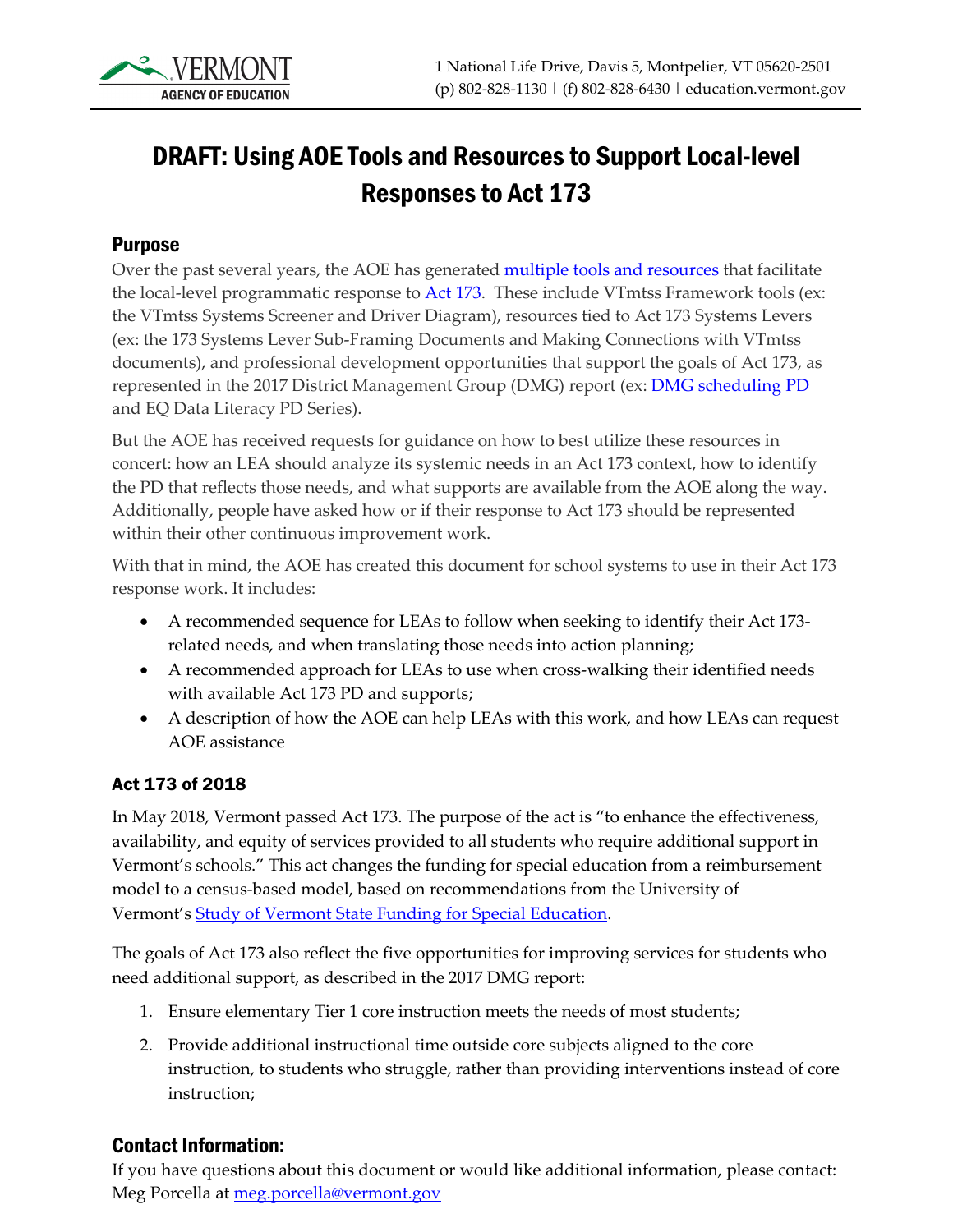VERMONT AGENCY OF EDUCATION

1 National Life Drive, Davis 5, Montpelier, VT 05620-2501
(p) 802-828-1130 | (f) 802-828-6430 | education.vermont.gov

# DRAFT: Using AOE Tools and Resources to Support Local-level Responses to Act 173

## Purpose

Over the past several years, the AOE has generated multiple tools and resources that facilitate the local-level programmatic response to Act 173. These include VTmtss Framework tools (ex: the VTmtss Systems Screener and Driver Diagram), resources tied to Act 173 Systems Levers (ex: the 173 Systems Lever Sub-Framing Documents and Making Connections with VTmtss documents), and professional development opportunities that support the goals of Act 173, as represented in the 2017 District Management Group (DMG) report (ex: DMG scheduling PD and EQ Data Literacy PD Series).

But the AOE has received requests for guidance on how to best utilize these resources in concert: how an LEA should analyze its systemic needs in an Act 173 context, how to identify the PD that reflects those needs, and what supports are available from the AOE along the way. Additionally, people have asked how or if their response to Act 173 should be represented within their other continuous improvement work.

With that in mind, the AOE has created this document for school systems to use in their Act 173 response work. It includes:

- A recommended sequence for LEAs to follow when seeking to identify their Act 173-related needs, and when translating those needs into action planning;
- A recommended approach for LEAs to use when cross-walking their identified needs with available Act 173 PD and supports;
- A description of how the AOE can help LEAs with this work, and how LEAs can request AOE assistance

### Act 173 of 2018

In May 2018, Vermont passed Act 173. The purpose of the act is "to enhance the effectiveness, availability, and equity of services provided to all students who require additional support in Vermont's schools." This act changes the funding for special education from a reimbursement model to a census-based model, based on recommendations from the University of Vermont's Study of Vermont State Funding for Special Education.

The goals of Act 173 also reflect the five opportunities for improving services for students who need additional support, as described in the 2017 DMG report:

1. Ensure elementary Tier 1 core instruction meets the needs of most students;
2. Provide additional instructional time outside core subjects aligned to the core instruction, to students who struggle, rather than providing interventions instead of core instruction;

## Contact Information:

If you have questions about this document or would like additional information, please contact: Meg Porcella at meg.porcella@vermont.gov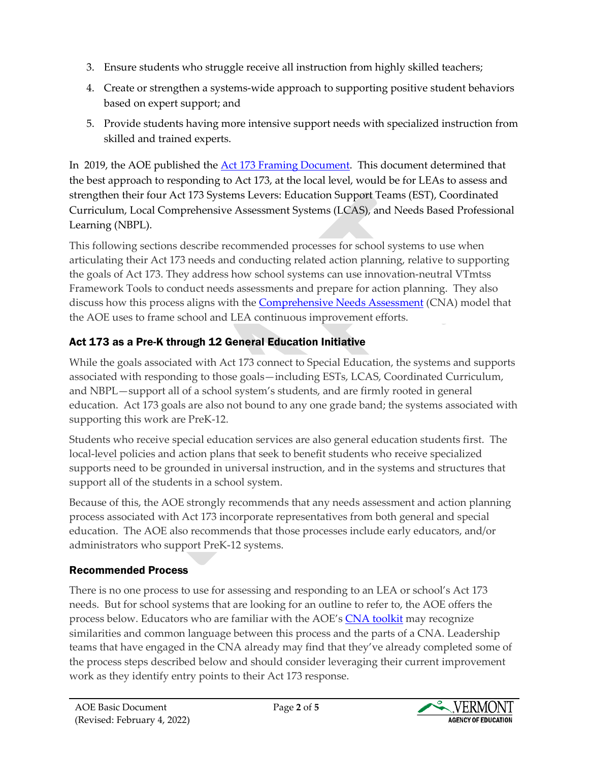3. Ensure students who struggle receive all instruction from highly skilled teachers;
4. Create or strengthen a systems-wide approach to supporting positive student behaviors based on expert support; and
5. Provide students having more intensive support needs with specialized instruction from skilled and trained experts.

In 2019, the AOE published the [Act 173 Framing Document](). This document determined that the best approach to responding to Act 173, at the local level, would be for LEAs to assess and strengthen their four Act 173 Systems Levers: Education Support Teams (EST), Coordinated Curriculum, Local Comprehensive Assessment Systems (LCAS), and Needs Based Professional Learning (NBPL).

This following sections describe recommended processes for school systems to use when articulating their Act 173 needs and conducting related action planning, relative to supporting the goals of Act 173. They address how school systems can use innovation-neutral VTmtss Framework Tools to conduct needs assessments and prepare for action planning. They also discuss how this process aligns with the [Comprehensive Needs Assessment]() (CNA) model that the AOE uses to frame school and LEA continuous improvement efforts.

### Act 173 as a Pre-K through 12 General Education Initiative

While the goals associated with Act 173 connect to Special Education, the systems and supports associated with responding to those goals—including ESTs, LCAS, Coordinated Curriculum, and NBPL—support all of a school system's students, and are firmly rooted in general education. Act 173 goals are also not bound to any one grade band; the systems associated with supporting this work are PreK-12.

Students who receive special education services are also general education students first. The local-level policies and action plans that seek to benefit students who receive specialized supports need to be grounded in universal instruction, and in the systems and structures that support all of the students in a school system.

Because of this, the AOE strongly recommends that any needs assessment and action planning process associated with Act 173 incorporate representatives from both general and special education. The AOE also recommends that those processes include early educators, and/or administrators who support PreK-12 systems.

### Recommended Process

There is no one process to use for assessing and responding to an LEA or school's Act 173 needs. But for school systems that are looking for an outline to refer to, the AOE offers the process below. Educators who are familiar with the AOE's [CNA toolkit]() may recognize similarities and common language between this process and the parts of a CNA. Leadership teams that have engaged in the CNA already may find that they've already completed some of the process steps described below and should consider leveraging their current improvement work as they identify entry points to their Act 173 response.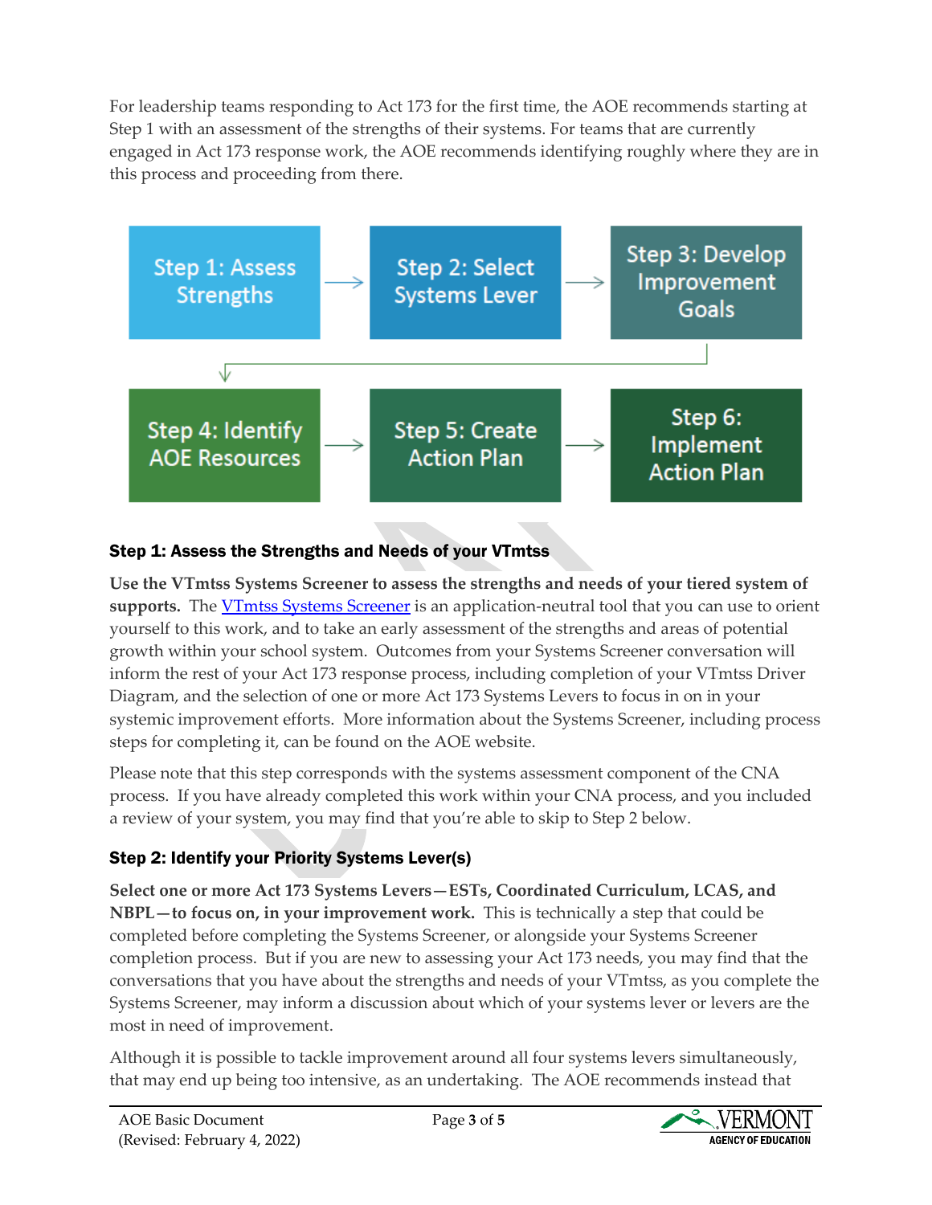For leadership teams responding to Act 173 for the first time, the AOE recommends starting at Step 1 with an assessment of the strengths of their systems. For teams that are currently engaged in Act 173 response work, the AOE recommends identifying roughly where they are in this process and proceeding from there.

Step 1: Assess Strengths → Step 2: Select Systems Lever → Step 3: Develop Improvement Goals → Step 4: Identify AOE Resources → Step 5: Create Action Plan → Step 6: Implement Action Plan

### Step 1: Assess the Strengths and Needs of your VTmtss

**Use the VTmtss Systems Screener to assess the strengths and needs of your tiered system of supports.** The VTmtss Systems Screener is an application-neutral tool that you can use to orient yourself to this work, and to take an early assessment of the strengths and areas of potential growth within your school system. Outcomes from your Systems Screener conversation will inform the rest of your Act 173 response process, including completion of your VTmtss Driver Diagram, and the selection of one or more Act 173 Systems Levers to focus in on in your systemic improvement efforts. More information about the Systems Screener, including process steps for completing it, can be found on the AOE website.

Please note that this step corresponds with the systems assessment component of the CNA process. If you have already completed this work within your CNA process, and you included a review of your system, you may find that you're able to skip to Step 2 below.

### Step 2: Identify your Priority Systems Lever(s)

**Select one or more Act 173 Systems Levers—ESTs, Coordinated Curriculum, LCAS, and NBPL—to focus on, in your improvement work.** This is technically a step that could be completed before completing the Systems Screener, or alongside your Systems Screener completion process. But if you are new to assessing your Act 173 needs, you may find that the conversations that you have about the strengths and needs of your VTmtss, as you complete the Systems Screener, may inform a discussion about which of your systems lever or levers are the most in need of improvement.

Although it is possible to tackle improvement around all four systems levers simultaneously, that may end up being too intensive, as an undertaking. The AOE recommends instead that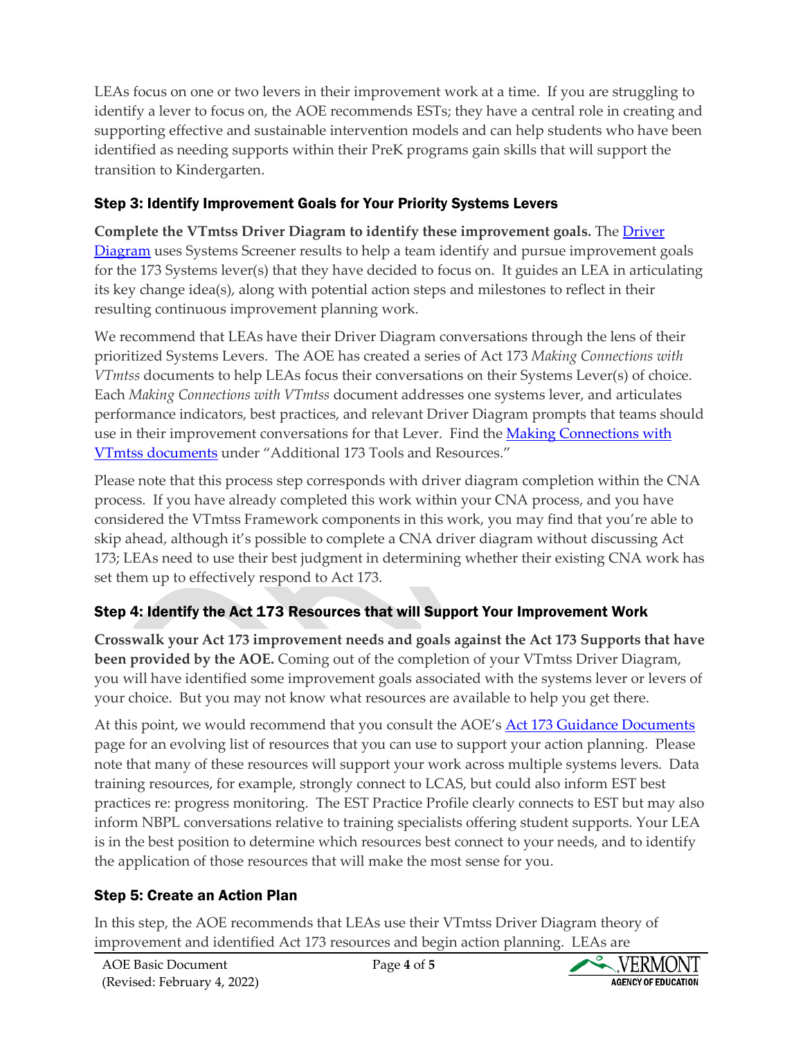LEAs focus on one or two levers in their improvement work at a time. If you are struggling to identify a lever to focus on, the AOE recommends ESTs; they have a central role in creating and supporting effective and sustainable intervention models and can help students who have been identified as needing supports within their PreK programs gain skills that will support the transition to Kindergarten.

### Step 3: Identify Improvement Goals for Your Priority Systems Levers

**Complete the VTmtss Driver Diagram to identify these improvement goals.** The Driver Diagram uses Systems Screener results to help a team identify and pursue improvement goals for the 173 Systems lever(s) that they have decided to focus on. It guides an LEA in articulating its key change idea(s), along with potential action steps and milestones to reflect in their resulting continuous improvement planning work.

We recommend that LEAs have their Driver Diagram conversations through the lens of their prioritized Systems Levers. The AOE has created a series of Act 173 *Making Connections with VTmtss* documents to help LEAs focus their conversations on their Systems Lever(s) of choice. Each *Making Connections with VTmtss* document addresses one systems lever, and articulates performance indicators, best practices, and relevant Driver Diagram prompts that teams should use in their improvement conversations for that Lever. Find the Making Connections with VTmtss documents under "Additional 173 Tools and Resources."

Please note that this process step corresponds with driver diagram completion within the CNA process. If you have already completed this work within your CNA process, and you have considered the VTmtss Framework components in this work, you may find that you're able to skip ahead, although it's possible to complete a CNA driver diagram without discussing Act 173; LEAs need to use their best judgment in determining whether their existing CNA work has set them up to effectively respond to Act 173.

### Step 4: Identify the Act 173 Resources that will Support Your Improvement Work

**Crosswalk your Act 173 improvement needs and goals against the Act 173 Supports that have been provided by the AOE.** Coming out of the completion of your VTmtss Driver Diagram, you will have identified some improvement goals associated with the systems lever or levers of your choice. But you may not know what resources are available to help you get there.

At this point, we would recommend that you consult the AOE's Act 173 Guidance Documents page for an evolving list of resources that you can use to support your action planning. Please note that many of these resources will support your work across multiple systems levers. Data training resources, for example, strongly connect to LCAS, but could also inform EST best practices re: progress monitoring. The EST Practice Profile clearly connects to EST but may also inform NBPL conversations relative to training specialists offering student supports. Your LEA is in the best position to determine which resources best connect to your needs, and to identify the application of those resources that will make the most sense for you.

### Step 5: Create an Action Plan

In this step, the AOE recommends that LEAs use their VTmtss Driver Diagram theory of improvement and identified Act 173 resources and begin action planning. LEAs are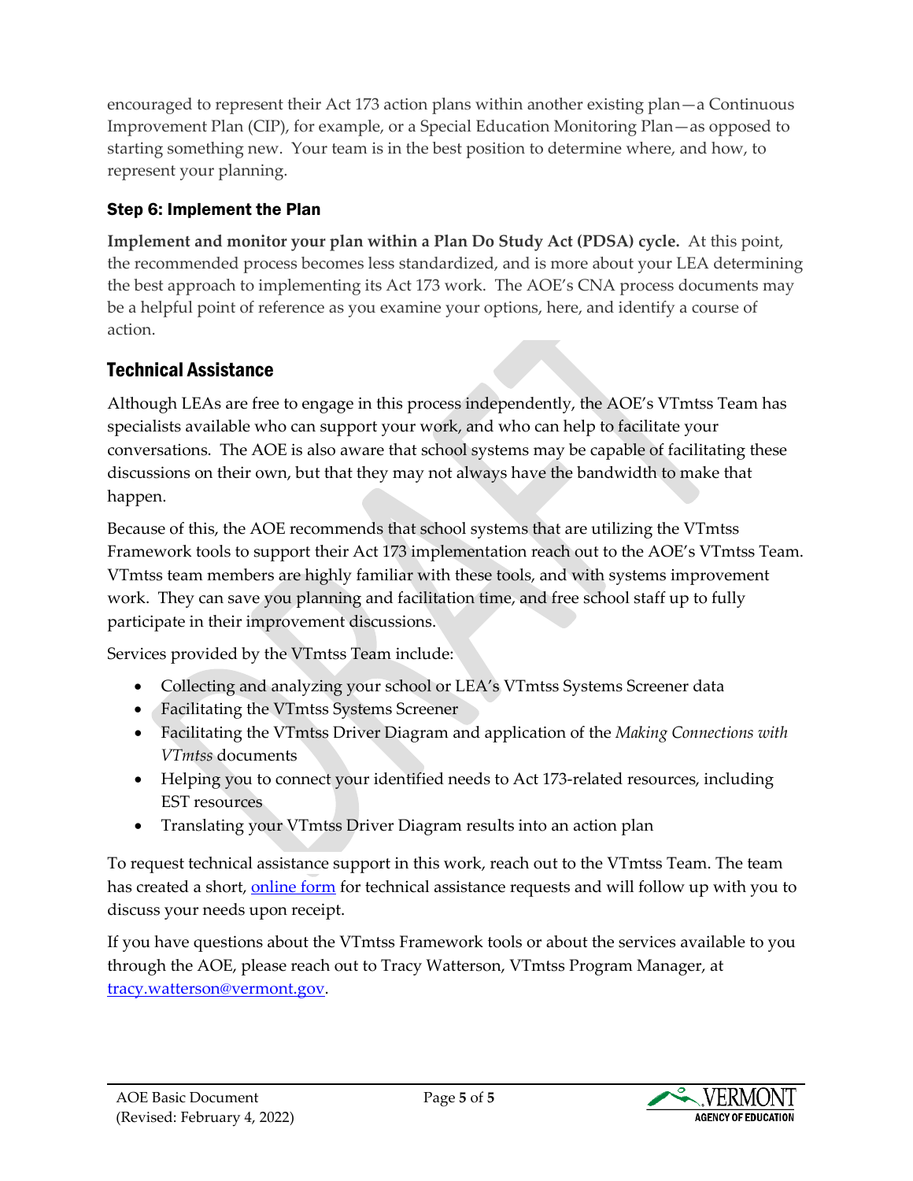encouraged to represent their Act 173 action plans within another existing plan—a Continuous Improvement Plan (CIP), for example, or a Special Education Monitoring Plan—as opposed to starting something new. Your team is in the best position to determine where, and how, to represent your planning.

### Step 6: Implement the Plan

**Implement and monitor your plan within a Plan Do Study Act (PDSA) cycle.** At this point, the recommended process becomes less standardized, and is more about your LEA determining the best approach to implementing its Act 173 work. The AOE's CNA process documents may be a helpful point of reference as you examine your options, here, and identify a course of action.

## Technical Assistance

Although LEAs are free to engage in this process independently, the AOE's VTmtss Team has specialists available who can support your work, and who can help to facilitate your conversations. The AOE is also aware that school systems may be capable of facilitating these discussions on their own, but that they may not always have the bandwidth to make that happen.

Because of this, the AOE recommends that school systems that are utilizing the VTmtss Framework tools to support their Act 173 implementation reach out to the AOE's VTmtss Team. VTmtss team members are highly familiar with these tools, and with systems improvement work. They can save you planning and facilitation time, and free school staff up to fully participate in their improvement discussions.

Services provided by the VTmtss Team include:

- Collecting and analyzing your school or LEA's VTmtss Systems Screener data
- Facilitating the VTmtss Systems Screener
- Facilitating the VTmtss Driver Diagram and application of the *Making Connections with VTmtss* documents
- Helping you to connect your identified needs to Act 173-related resources, including EST resources
- Translating your VTmtss Driver Diagram results into an action plan

To request technical assistance support in this work, reach out to the VTmtss Team. The team has created a short, online form for technical assistance requests and will follow up with you to discuss your needs upon receipt.

If you have questions about the VTmtss Framework tools or about the services available to you through the AOE, please reach out to Tracy Watterson, VTmtss Program Manager, at tracy.watterson@vermont.gov.